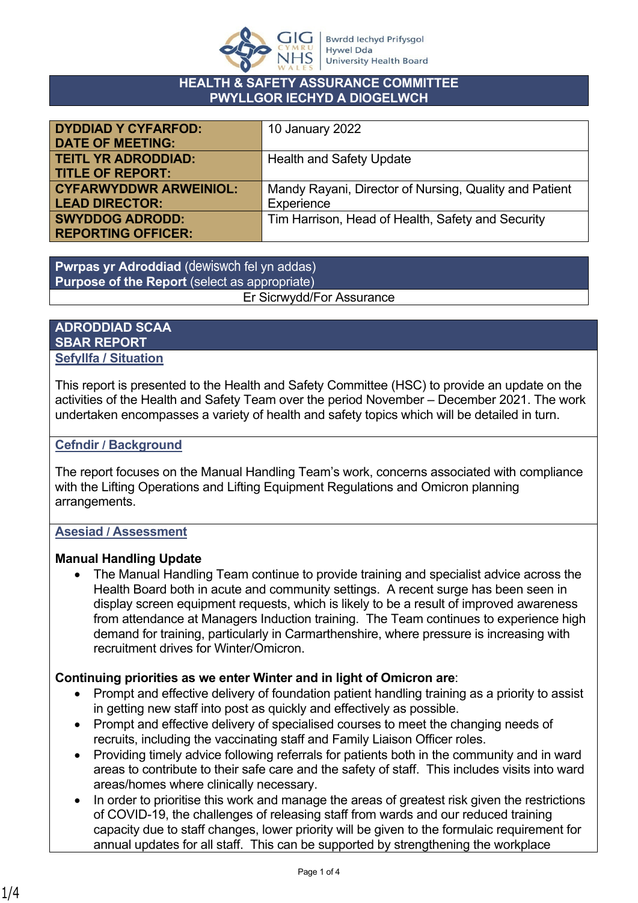# HEALTH & SAFETY ASSURANCE COMMITTEE
# PWYLLGOR IECHYD A DIOGELWCH

| | |
|---|---|
| **DYDDIAD Y CYFARFOD: DATE OF MEETING:** | 10 January 2022 |
| **TEITL YR ADRODDIAD: TITLE OF REPORT:** | Health and Safety Update |
| **CYFARWYDDWR ARWEINIOL: LEAD DIRECTOR:** | Mandy Rayani, Director of Nursing, Quality and Patient Experience |
| **SWYDDOG ADRODD: REPORTING OFFICER:** | Tim Harrison, Head of Health, Safety and Security |

| **Pwrpas yr Adroddiad** (dewiswch fel yn addas) **Purpose of the Report** (select as appropriate) |
|---|
| Er Sicrwydd/For Assurance |

## ADRODDIAD SCAA
## SBAR REPORT

### Sefyllfa / Situation

This report is presented to the Health and Safety Committee (HSC) to provide an update on the activities of the Health and Safety Team over the period November – December 2021. The work undertaken encompasses a variety of health and safety topics which will be detailed in turn.

### Cefndir / Background

The report focuses on the Manual Handling Team's work, concerns associated with compliance with the Lifting Operations and Lifting Equipment Regulations and Omicron planning arrangements.

### Asesiad / Assessment

**Manual Handling Update**

- The Manual Handling Team continue to provide training and specialist advice across the Health Board both in acute and community settings. A recent surge has been seen in display screen equipment requests, which is likely to be a result of improved awareness from attendance at Managers Induction training. The Team continues to experience high demand for training, particularly in Carmarthenshire, where pressure is increasing with recruitment drives for Winter/Omicron.

**Continuing priorities as we enter Winter and in light of Omicron are**:

- Prompt and effective delivery of foundation patient handling training as a priority to assist in getting new staff into post as quickly and effectively as possible.
- Prompt and effective delivery of specialised courses to meet the changing needs of recruits, including the vaccinating staff and Family Liaison Officer roles.
- Providing timely advice following referrals for patients both in the community and in ward areas to contribute to their safe care and the safety of staff. This includes visits into ward areas/homes where clinically necessary.
- In order to prioritise this work and manage the areas of greatest risk given the restrictions of COVID-19, the challenges of releasing staff from wards and our reduced training capacity due to staff changes, lower priority will be given to the formulaic requirement for annual updates for all staff. This can be supported by strengthening the workplace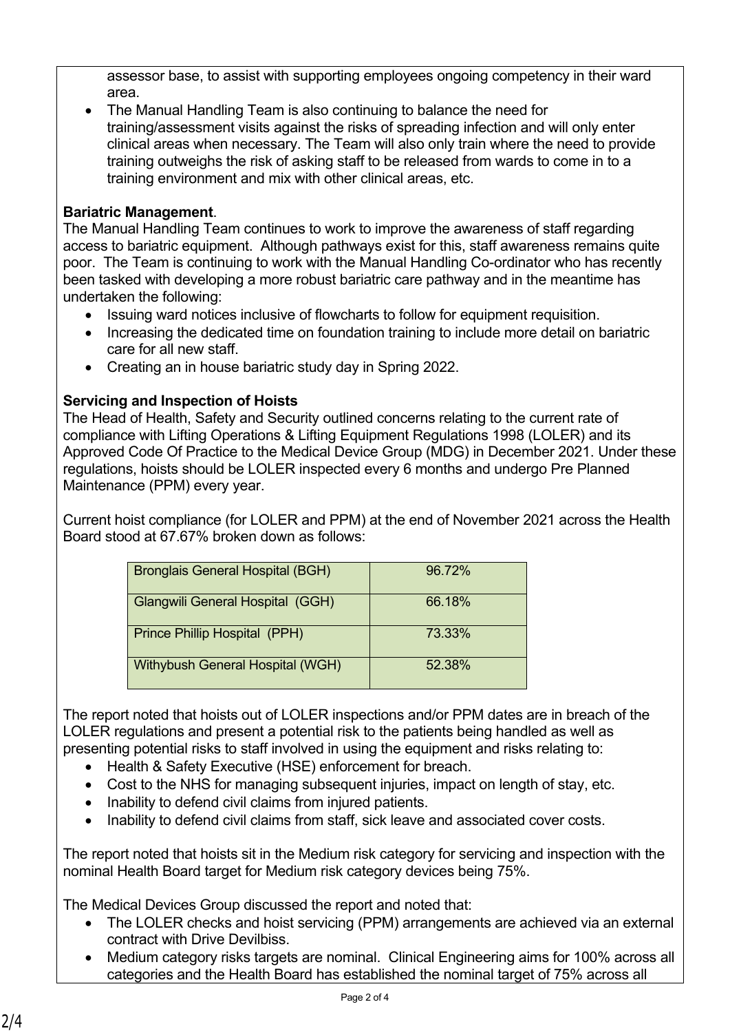assessor base, to assist with supporting employees ongoing competency in their ward area.

- The Manual Handling Team is also continuing to balance the need for training/assessment visits against the risks of spreading infection and will only enter clinical areas when necessary. The Team will also only train where the need to provide training outweighs the risk of asking staff to be released from wards to come in to a training environment and mix with other clinical areas, etc.

**Bariatric Management**.

The Manual Handling Team continues to work to improve the awareness of staff regarding access to bariatric equipment. Although pathways exist for this, staff awareness remains quite poor. The Team is continuing to work with the Manual Handling Co-ordinator who has recently been tasked with developing a more robust bariatric care pathway and in the meantime has undertaken the following:

- Issuing ward notices inclusive of flowcharts to follow for equipment requisition.
- Increasing the dedicated time on foundation training to include more detail on bariatric care for all new staff.
- Creating an in house bariatric study day in Spring 2022.

**Servicing and Inspection of Hoists**

The Head of Health, Safety and Security outlined concerns relating to the current rate of compliance with Lifting Operations & Lifting Equipment Regulations 1998 (LOLER) and its Approved Code Of Practice to the Medical Device Group (MDG) in December 2021. Under these regulations, hoists should be LOLER inspected every 6 months and undergo Pre Planned Maintenance (PPM) every year.

Current hoist compliance (for LOLER and PPM) at the end of November 2021 across the Health Board stood at 67.67% broken down as follows:

| | |
|---|---|
| Bronglais General Hospital (BGH) | 96.72% |
| Glangwili General Hospital (GGH) | 66.18% |
| Prince Phillip Hospital (PPH) | 73.33% |
| Withybush General Hospital (WGH) | 52.38% |

The report noted that hoists out of LOLER inspections and/or PPM dates are in breach of the LOLER regulations and present a potential risk to the patients being handled as well as presenting potential risks to staff involved in using the equipment and risks relating to:

- Health & Safety Executive (HSE) enforcement for breach.
- Cost to the NHS for managing subsequent injuries, impact on length of stay, etc.
- Inability to defend civil claims from injured patients.
- Inability to defend civil claims from staff, sick leave and associated cover costs.

The report noted that hoists sit in the Medium risk category for servicing and inspection with the nominal Health Board target for Medium risk category devices being 75%.

The Medical Devices Group discussed the report and noted that:

- The LOLER checks and hoist servicing (PPM) arrangements are achieved via an external contract with Drive Devilbiss.
- Medium category risks targets are nominal. Clinical Engineering aims for 100% across all categories and the Health Board has established the nominal target of 75% across all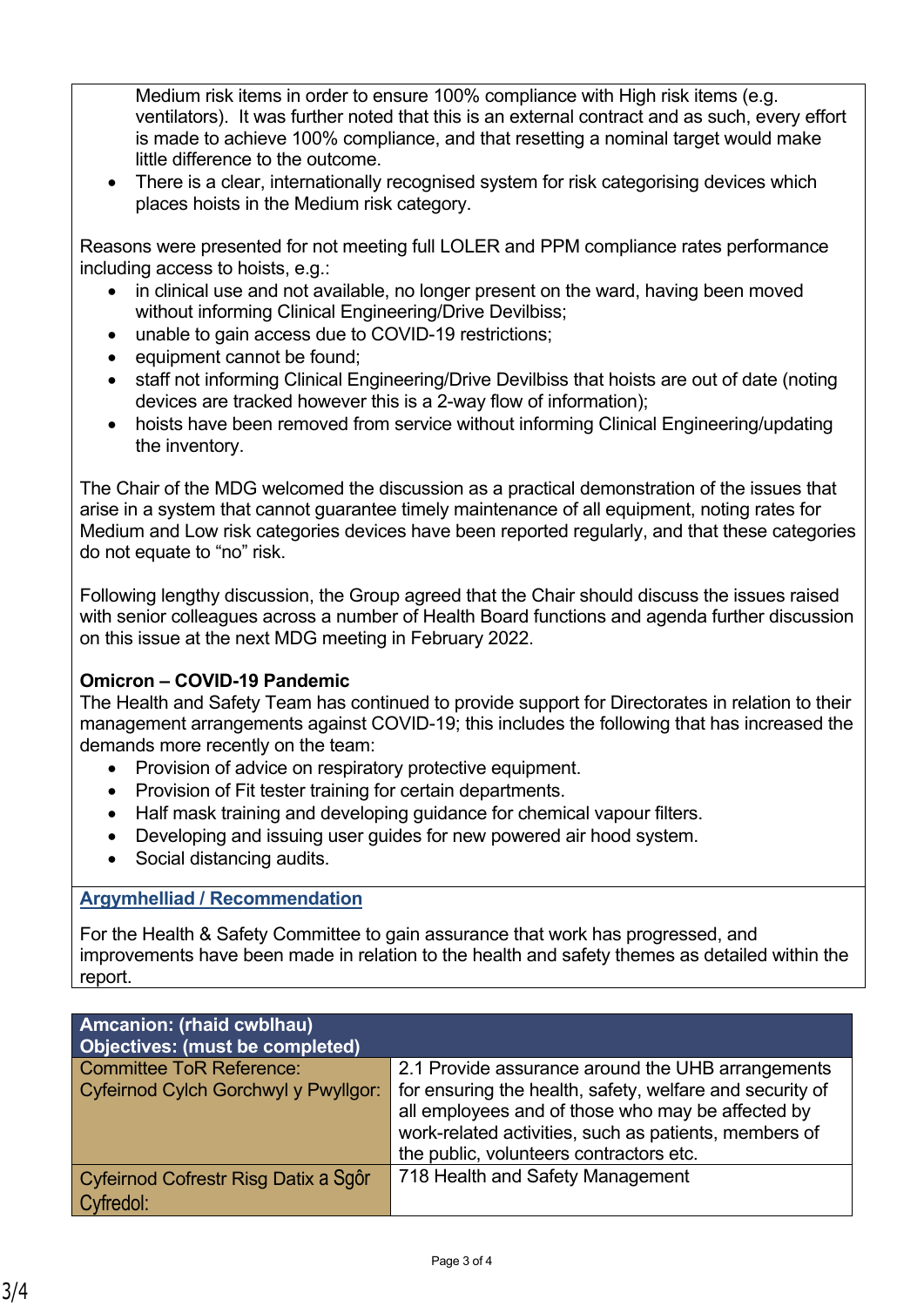Medium risk items in order to ensure 100% compliance with High risk items (e.g. ventilators). It was further noted that this is an external contract and as such, every effort is made to achieve 100% compliance, and that resetting a nominal target would make little difference to the outcome.

- There is a clear, internationally recognised system for risk categorising devices which places hoists in the Medium risk category.

Reasons were presented for not meeting full LOLER and PPM compliance rates performance including access to hoists, e.g.:

- in clinical use and not available, no longer present on the ward, having been moved without informing Clinical Engineering/Drive Devilbiss;
- unable to gain access due to COVID-19 restrictions;
- equipment cannot be found;
- staff not informing Clinical Engineering/Drive Devilbiss that hoists are out of date (noting devices are tracked however this is a 2-way flow of information);
- hoists have been removed from service without informing Clinical Engineering/updating the inventory.

The Chair of the MDG welcomed the discussion as a practical demonstration of the issues that arise in a system that cannot guarantee timely maintenance of all equipment, noting rates for Medium and Low risk categories devices have been reported regularly, and that these categories do not equate to "no" risk.

Following lengthy discussion, the Group agreed that the Chair should discuss the issues raised with senior colleagues across a number of Health Board functions and agenda further discussion on this issue at the next MDG meeting in February 2022.

**Omicron – COVID-19 Pandemic**

The Health and Safety Team has continued to provide support for Directorates in relation to their management arrangements against COVID-19; this includes the following that has increased the demands more recently on the team:

- Provision of advice on respiratory protective equipment.
- Provision of Fit tester training for certain departments.
- Half mask training and developing guidance for chemical vapour filters.
- Developing and issuing user guides for new powered air hood system.
- Social distancing audits.

## Argymhelliad / Recommendation

For the Health & Safety Committee to gain assurance that work has progressed, and improvements have been made in relation to the health and safety themes as detailed within the report.

| Amcanion: (rhaid cwblhau) Objectives: (must be completed) | |
|---|---|
| Committee ToR Reference: Cyfeirnod Cylch Gorchwyl y Pwyllgor: | 2.1 Provide assurance around the UHB arrangements for ensuring the health, safety, welfare and security of all employees and of those who may be affected by work-related activities, such as patients, members of the public, volunteers contractors etc. |
| Cyfeirnod Cofrestr Risg Datix a Sgôr Cyfredol: | 718 Health and Safety Management |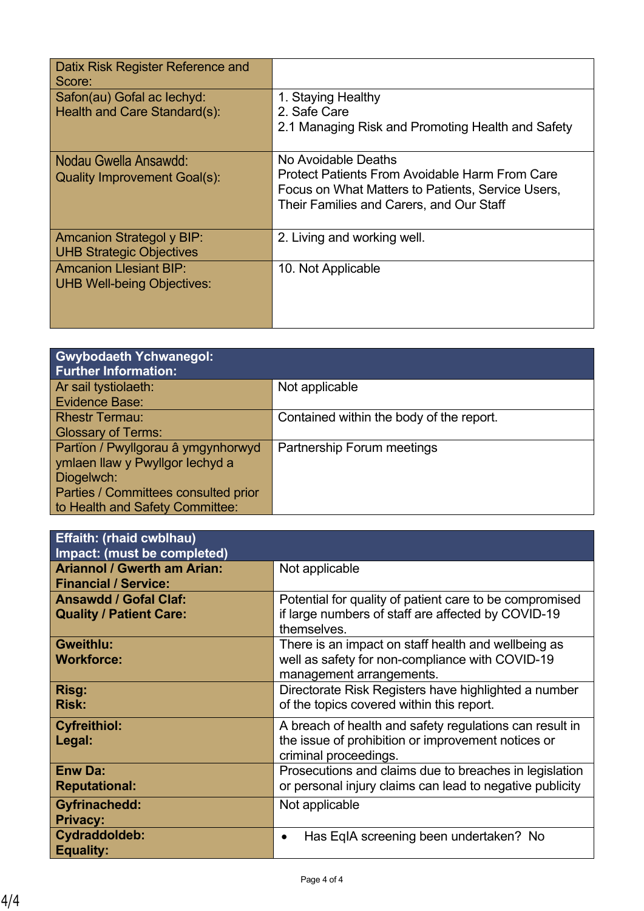| | |
|---|---|
| Datix Risk Register Reference and Score: | |
| Safon(au) Gofal ac Iechyd: Health and Care Standard(s): | 1. Staying Healthy<br>2. Safe Care<br>2.1 Managing Risk and Promoting Health and Safety |
| Nodau Gwella Ansawdd: Quality Improvement Goal(s): | No Avoidable Deaths<br>Protect Patients From Avoidable Harm From Care<br>Focus on What Matters to Patients, Service Users, Their Families and Carers, and Our Staff |
| Amcanion Strategol y BIP: UHB Strategic Objectives | 2. Living and working well. |
| Amcanion Llesiant BIP: UHB Well-being Objectives: | 10. Not Applicable |

| **Gwybodaeth Ychwanegol: Further Information:** | |
|---|---|
| Ar sail tystiolaeth: Evidence Base: | Not applicable |
| Rhestr Termau: Glossary of Terms: | Contained within the body of the report. |
| Partïon / Pwyllgorau â ymgynhorwyd ymlaen llaw y Pwyllgor Iechyd a Diogelwch: Parties / Committees consulted prior to Health and Safety Committee: | Partnership Forum meetings |

| **Effaith: (rhaid cwblhau) Impact: (must be completed)** | |
|---|---|
| **Ariannol / Gwerth am Arian: Financial / Service:** | Not applicable |
| **Ansawdd / Gofal Claf: Quality / Patient Care:** | Potential for quality of patient care to be compromised if large numbers of staff are affected by COVID-19 themselves. |
| **Gweithlu: Workforce:** | There is an impact on staff health and wellbeing as well as safety for non-compliance with COVID-19 management arrangements. |
| **Risg: Risk:** | Directorate Risk Registers have highlighted a number of the topics covered within this report. |
| **Cyfreithiol: Legal:** | A breach of health and safety regulations can result in the issue of prohibition or improvement notices or criminal proceedings. |
| **Enw Da: Reputational:** | Prosecutions and claims due to breaches in legislation or personal injury claims can lead to negative publicity |
| **Gyfrinachedd: Privacy:** | Not applicable |
| **Cydraddoldeb: Equality:** | • Has EqIA screening been undertaken? No |